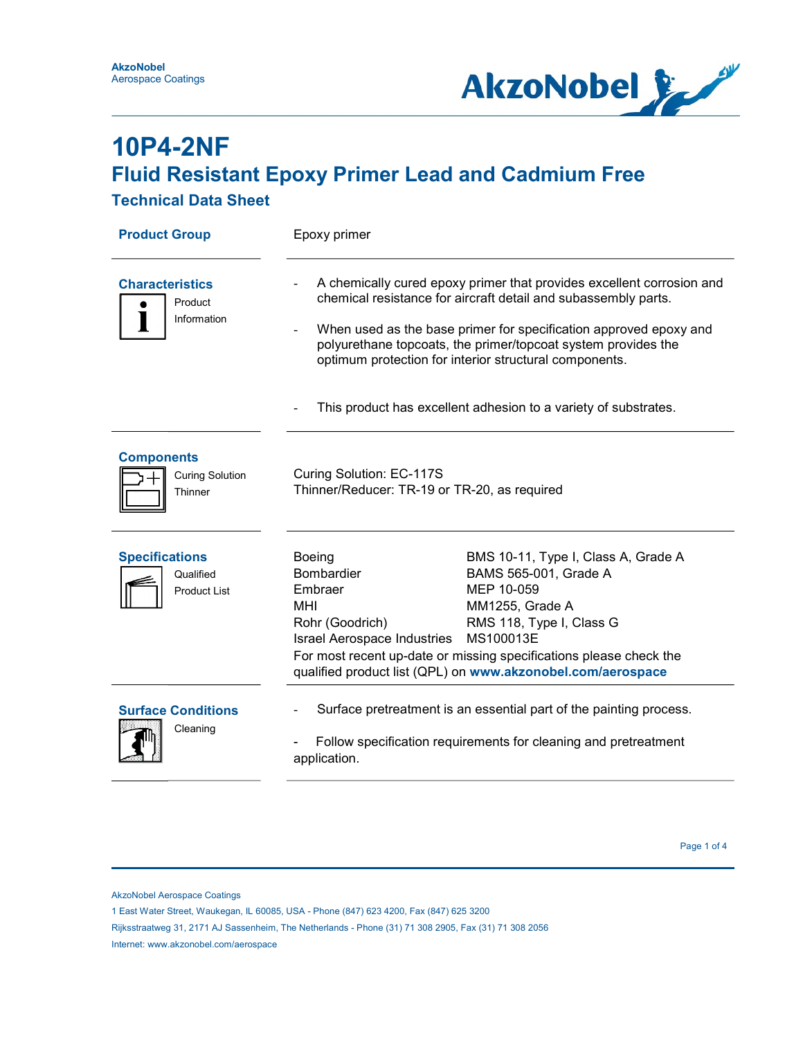AkzoNobel
Aerospace Coatings

# 10P4-2NF

## Fluid Resistant Epoxy Primer Lead and Cadmium Free

### Technical Data Sheet

**Product Group**

Epoxy primer

---

**Characteristics**

Product Information

- A chemically cured epoxy primer that provides excellent corrosion and chemical resistance for aircraft detail and subassembly parts.
- When used as the base primer for specification approved epoxy and polyurethane topcoats, the primer/topcoat system provides the optimum protection for interior structural components.
- This product has excellent adhesion to a variety of substrates.

---

**Components**

Curing Solution
Thinner

Curing Solution: EC-117S
Thinner/Reducer: TR-19 or TR-20, as required

---

**Specifications**

Qualified Product List

| | |
|---|---|
| Boeing | BMS 10-11, Type I, Class A, Grade A |
| Bombardier | BAMS 565-001, Grade A |
| Embraer | MEP 10-059 |
| MHI | MM1255, Grade A |
| Rohr (Goodrich) | RMS 118, Type I, Class G |
| Israel Aerospace Industries | MS100013E |

For most recent up-date or missing specifications please check the qualified product list (QPL) on **www.akzonobel.com/aerospace**

---

**Surface Conditions**

Cleaning

- Surface pretreatment is an essential part of the painting process.
- Follow specification requirements for cleaning and pretreatment application.

---

AkzoNobel Aerospace Coatings
1 East Water Street, Waukegan, IL 60085, USA - Phone (847) 623 4200, Fax (847) 625 3200
Rijksstraatweg 31, 2171 AJ Sassenheim, The Netherlands - Phone (31) 71 308 2905, Fax (31) 71 308 2056
Internet: www.akzonobel.com/aerospace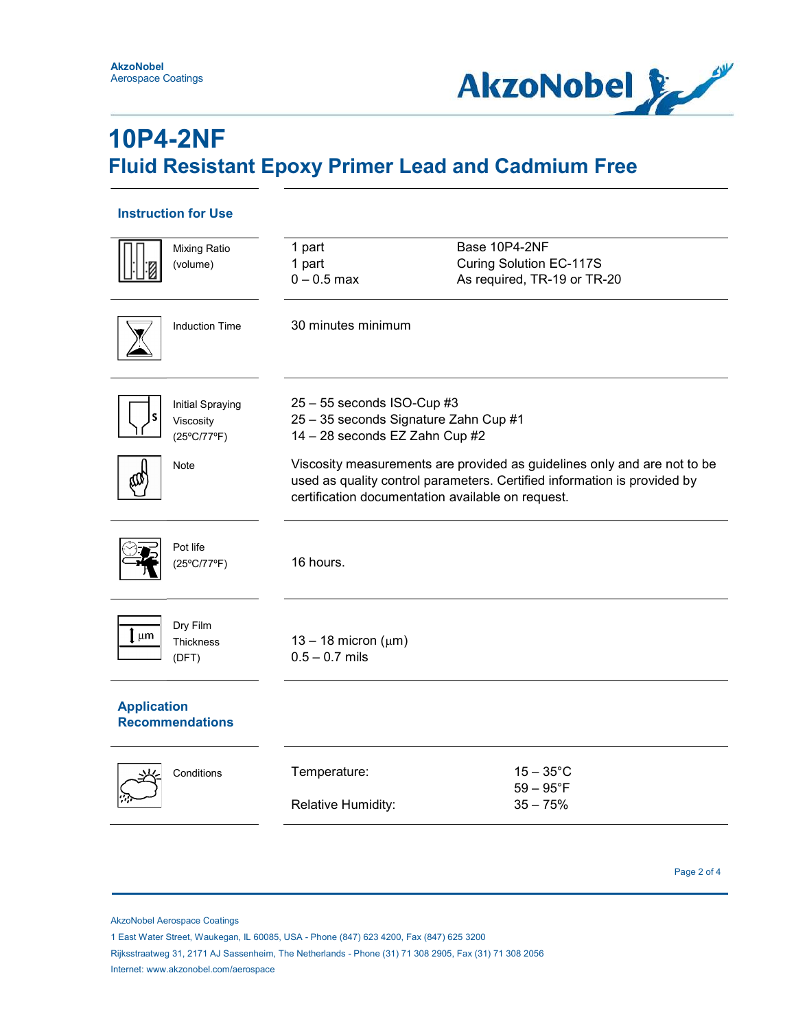# 10P4-2NF

## Fluid Resistant Epoxy Primer Lead and Cadmium Free

### Instruction for Use

| | | |
|---|---|---|
| Mixing Ratio (volume) | 1 part<br>1 part<br>0 – 0.5 max | Base 10P4-2NF<br>Curing Solution EC-117S<br>As required, TR-19 or TR-20 |
| Induction Time | 30 minutes minimum | |
| Initial Spraying Viscosity (25ºC/77ºF) | 25 – 55 seconds ISO-Cup #3<br>25 – 35 seconds Signature Zahn Cup #1<br>14 – 28 seconds EZ Zahn Cup #2 | |
| Note | Viscosity measurements are provided as guidelines only and are not to be used as quality control parameters. Certified information is provided by certification documentation available on request. | |
| Pot life (25ºC/77ºF) | 16 hours. | |
| Dry Film Thickness (DFT) | 13 – 18 micron (µm)<br>0.5 – 0.7 mils | |

### Application Recommendations

| | | |
|---|---|---|
| Conditions | Temperature: | 15 – 35°C<br>59 – 95°F |
| | Relative Humidity: | 35 – 75% |

AkzoNobel Aerospace Coatings
1 East Water Street, Waukegan, IL 60085, USA - Phone (847) 623 4200, Fax (847) 625 3200
Rijksstraatweg 31, 2171 AJ Sassenheim, The Netherlands - Phone (31) 71 308 2905, Fax (31) 71 308 2056
Internet: www.akzonobel.com/aerospace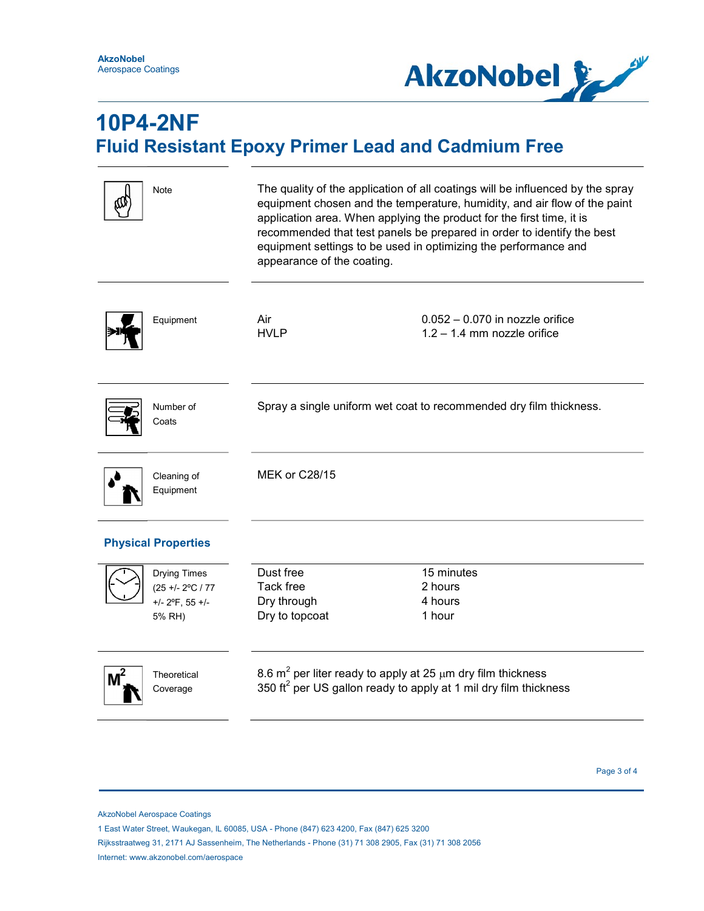# 10P4-2NF

## Fluid Resistant Epoxy Primer Lead and Cadmium Free

| | |
|---|---|
| **Note** | The quality of the application of all coatings will be influenced by the spray equipment chosen and the temperature, humidity, and air flow of the paint application area. When applying the product for the first time, it is recommended that test panels be prepared in order to identify the best equipment settings to be used in optimizing the performance and appearance of the coating. |

| | | |
|---|---|---|
| **Equipment** | Air | 0.052 – 0.070 in nozzle orifice |
| | HVLP | 1.2 – 1.4 mm nozzle orifice |
| **Number of Coats** | Spray a single uniform wet coat to recommended dry film thickness. | |
| **Cleaning of Equipment** | MEK or C28/15 | |

### Physical Properties

| | | |
|---|---|---|
| **Drying Times** (25 +/- 2ºC / 77 +/- 2ºF, 55 +/- 5% RH) | Dust free | 15 minutes |
| | Tack free | 2 hours |
| | Dry through | 4 hours |
| | Dry to topcoat | 1 hour |
| **Theoretical Coverage** | 8.6 $m^2$ per liter ready to apply at 25 $\mu$m dry film thickness | |
| | 350 $ft^2$ per US gallon ready to apply at 1 mil dry film thickness | |

AkzoNobel Aerospace Coatings

1 East Water Street, Waukegan, IL 60085, USA - Phone (847) 623 4200, Fax (847) 625 3200

Rijksstraatweg 31, 2171 AJ Sassenheim, The Netherlands - Phone (31) 71 308 2905, Fax (31) 71 308 2056

Internet: www.akzonobel.com/aerospace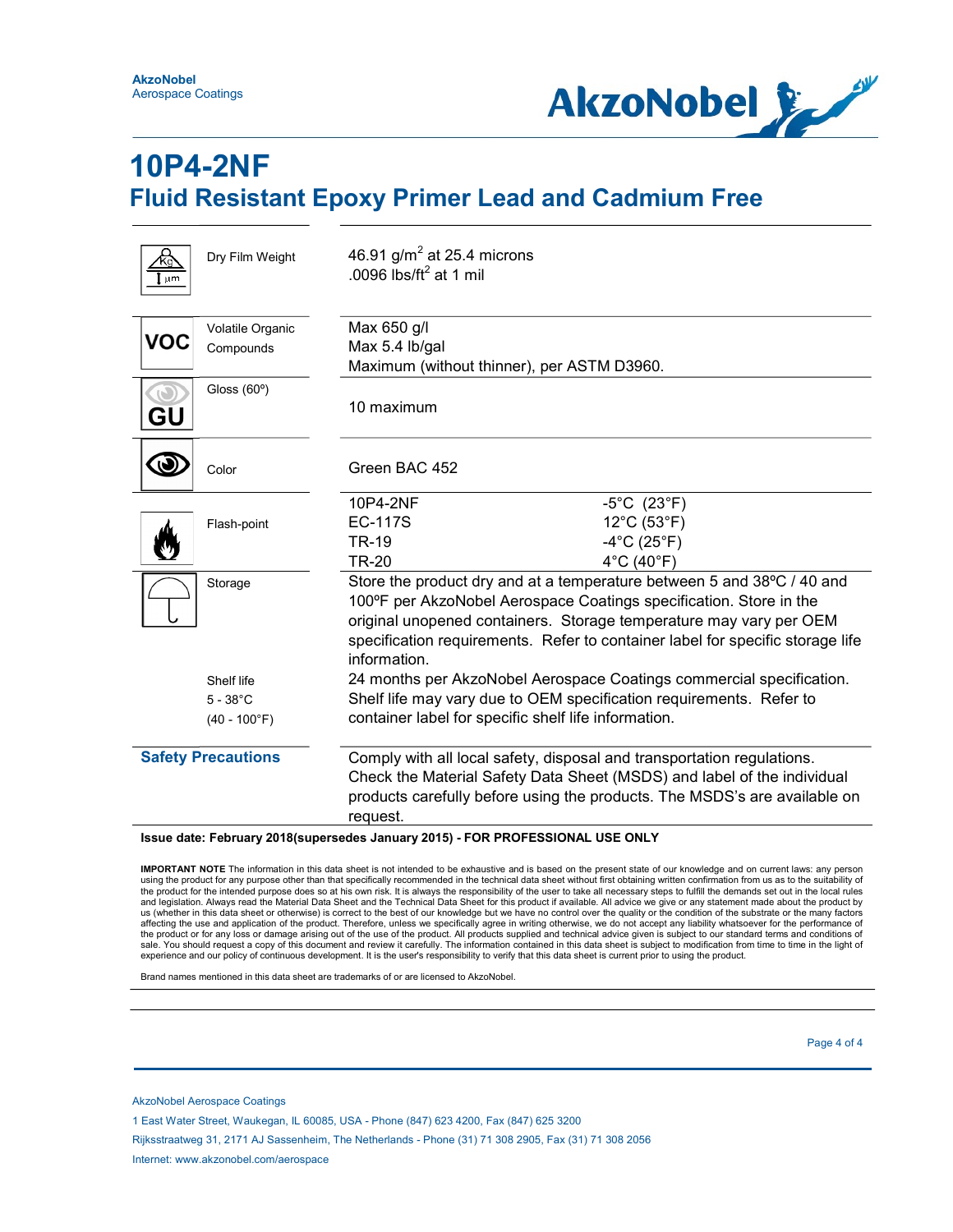# 10P4-2NF

## Fluid Resistant Epoxy Primer Lead and Cadmium Free

| | | |
|---|---|---|
| Dry Film Weight | 46.91 g/m² at 25.4 microns<br>.0096 lbs/ft² at 1 mil | |
| Volatile Organic Compounds | Max 650 g/l<br>Max 5.4 lb/gal<br>Maximum (without thinner), per ASTM D3960. | |
| Gloss (60º) | 10 maximum | |
| Color | Green BAC 452 | |
| Flash-point | 10P4-2NF<br>EC-117S<br>TR-19<br>TR-20 | -5°C (23°F)<br>12°C (53°F)<br>-4°C (25°F)<br>4°C (40°F) |
| Storage | Store the product dry and at a temperature between 5 and 38ºC / 40 and 100ºF per AkzoNobel Aerospace Coatings specification. Store in the original unopened containers. Storage temperature may vary per OEM specification requirements. Refer to container label for specific storage life information. | |
| Shelf life<br>5 - 38°C<br>(40 - 100°F) | 24 months per AkzoNobel Aerospace Coatings commercial specification. Shelf life may vary due to OEM specification requirements. Refer to container label for specific shelf life information. | |
| **Safety Precautions** | Comply with all local safety, disposal and transportation regulations. Check the Material Safety Data Sheet (MSDS) and label of the individual products carefully before using the products. The MSDS's are available on request. | |

**Issue date: February 2018(supersedes January 2015) - FOR PROFESSIONAL USE ONLY**

**IMPORTANT NOTE** The information in this data sheet is not intended to be exhaustive and is based on the present state of our knowledge and on current laws: any person using the product for any purpose other than that specifically recommended in the technical data sheet without first obtaining written confirmation from us as to the suitability of the product for the intended purpose does so at his own risk. It is always the responsibility of the user to take all necessary steps to fulfill the demands set out in the local rules and legislation. Always read the Material Data Sheet and the Technical Data Sheet for this product if available. All advice we give or any statement made about the product by us (whether in this data sheet or otherwise) is correct to the best of our knowledge but we have no control over the quality or the condition of the substrate or the many factors affecting the use and application of the product. Therefore, unless we specifically agree in writing otherwise, we do not accept any liability whatsoever for the performance of the product or for any loss or damage arising out of the use of the product. All products supplied and technical advice given is subject to our standard terms and conditions of sale. You should request a copy of this document and review it carefully. The information contained in this data sheet is subject to modification from time to time in the light of experience and our policy of continuous development. It is the user's responsibility to verify that this data sheet is current prior to using the product.

Brand names mentioned in this data sheet are trademarks of or are licensed to AkzoNobel.

AkzoNobel Aerospace Coatings

1 East Water Street, Waukegan, IL 60085, USA - Phone (847) 623 4200, Fax (847) 625 3200

Rijksstraatweg 31, 2171 AJ Sassenheim, The Netherlands - Phone (31) 71 308 2905, Fax (31) 71 308 2056

Internet: www.akzonobel.com/aerospace